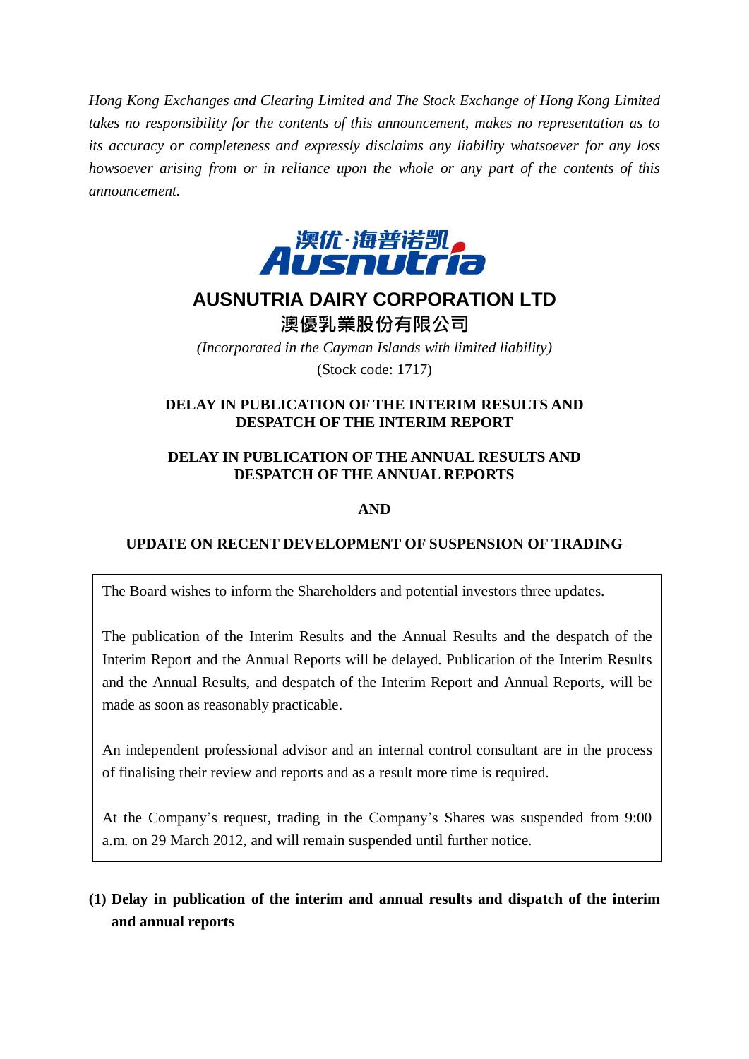*Hong Kong Exchanges and Clearing Limited and The Stock Exchange of Hong Kong Limited takes no responsibility for the contents of this announcement, makes no representation as to its accuracy or completeness and expressly disclaims any liability whatsoever for any loss howsoever arising from or in reliance upon the whole or any part of the contents of this announcement.*

澳优·海普诺凯
Ausnutria

# AUSNUTRIA DAIRY CORPORATION LTD
# 澳優乳業股份有限公司

*(Incorporated in the Cayman Islands with limited liability)*
(Stock code: 1717)

**DELAY IN PUBLICATION OF THE INTERIM RESULTS AND DESPATCH OF THE INTERIM REPORT**

**DELAY IN PUBLICATION OF THE ANNUAL RESULTS AND DESPATCH OF THE ANNUAL REPORTS**

**AND**

**UPDATE ON RECENT DEVELOPMENT OF SUSPENSION OF TRADING**

The Board wishes to inform the Shareholders and potential investors three updates.

The publication of the Interim Results and the Annual Results and the despatch of the Interim Report and the Annual Reports will be delayed. Publication of the Interim Results and the Annual Results, and despatch of the Interim Report and Annual Reports, will be made as soon as reasonably practicable.

An independent professional advisor and an internal control consultant are in the process of finalising their review and reports and as a result more time is required.

At the Company's request, trading in the Company's Shares was suspended from 9:00 a.m. on 29 March 2012, and will remain suspended until further notice.

**(1) Delay in publication of the interim and annual results and dispatch of the interim and annual reports**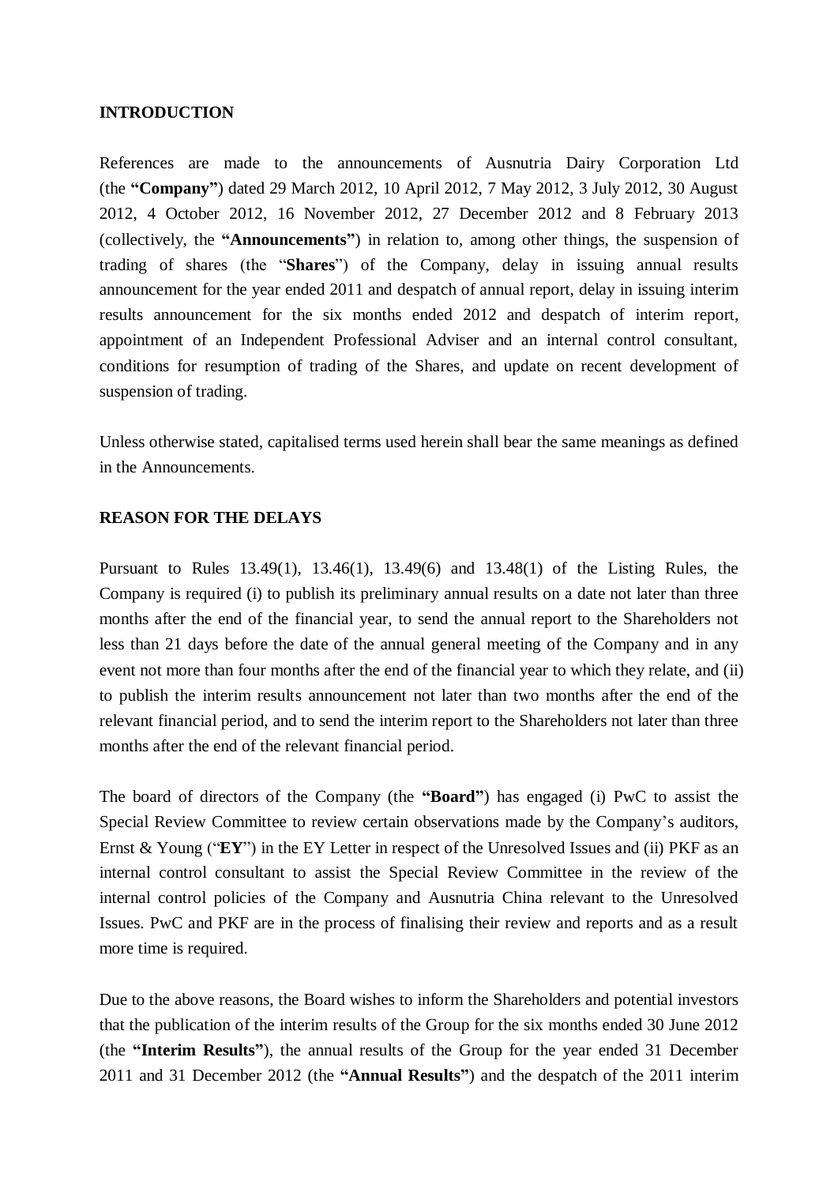**INTRODUCTION**

References are made to the announcements of Ausnutria Dairy Corporation Ltd (the **"Company"**) dated 29 March 2012, 10 April 2012, 7 May 2012, 3 July 2012, 30 August 2012, 4 October 2012, 16 November 2012, 27 December 2012 and 8 February 2013 (collectively, the **"Announcements"**) in relation to, among other things, the suspension of trading of shares (the "**Shares**") of the Company, delay in issuing annual results announcement for the year ended 2011 and despatch of annual report, delay in issuing interim results announcement for the six months ended 2012 and despatch of interim report, appointment of an Independent Professional Adviser and an internal control consultant, conditions for resumption of trading of the Shares, and update on recent development of suspension of trading.

Unless otherwise stated, capitalised terms used herein shall bear the same meanings as defined in the Announcements.

**REASON FOR THE DELAYS**

Pursuant to Rules 13.49(1), 13.46(1), 13.49(6) and 13.48(1) of the Listing Rules, the Company is required (i) to publish its preliminary annual results on a date not later than three months after the end of the financial year, to send the annual report to the Shareholders not less than 21 days before the date of the annual general meeting of the Company and in any event not more than four months after the end of the financial year to which they relate, and (ii) to publish the interim results announcement not later than two months after the end of the relevant financial period, and to send the interim report to the Shareholders not later than three months after the end of the relevant financial period.

The board of directors of the Company (the **"Board"**) has engaged (i) PwC to assist the Special Review Committee to review certain observations made by the Company's auditors, Ernst & Young ("**EY**") in the EY Letter in respect of the Unresolved Issues and (ii) PKF as an internal control consultant to assist the Special Review Committee in the review of the internal control policies of the Company and Ausnutria China relevant to the Unresolved Issues. PwC and PKF are in the process of finalising their review and reports and as a result more time is required.

Due to the above reasons, the Board wishes to inform the Shareholders and potential investors that the publication of the interim results of the Group for the six months ended 30 June 2012 (the **"Interim Results"**), the annual results of the Group for the year ended 31 December 2011 and 31 December 2012 (the **"Annual Results"**) and the despatch of the 2011 interim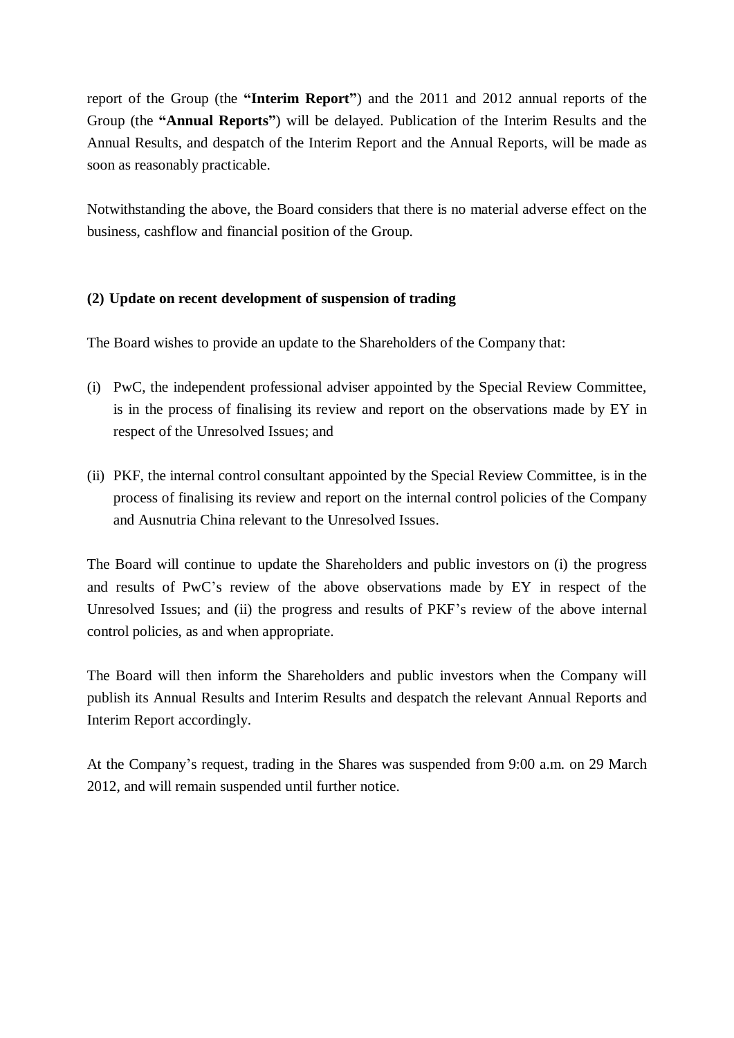report of the Group (the **"Interim Report"**) and the 2011 and 2012 annual reports of the Group (the **"Annual Reports"**) will be delayed. Publication of the Interim Results and the Annual Results, and despatch of the Interim Report and the Annual Reports, will be made as soon as reasonably practicable.

Notwithstanding the above, the Board considers that there is no material adverse effect on the business, cashflow and financial position of the Group.

**(2) Update on recent development of suspension of trading**

The Board wishes to provide an update to the Shareholders of the Company that:

(i) PwC, the independent professional adviser appointed by the Special Review Committee, is in the process of finalising its review and report on the observations made by EY in respect of the Unresolved Issues; and

(ii) PKF, the internal control consultant appointed by the Special Review Committee, is in the process of finalising its review and report on the internal control policies of the Company and Ausnutria China relevant to the Unresolved Issues.

The Board will continue to update the Shareholders and public investors on (i) the progress and results of PwC's review of the above observations made by EY in respect of the Unresolved Issues; and (ii) the progress and results of PKF's review of the above internal control policies, as and when appropriate.

The Board will then inform the Shareholders and public investors when the Company will publish its Annual Results and Interim Results and despatch the relevant Annual Reports and Interim Report accordingly.

At the Company's request, trading in the Shares was suspended from 9:00 a.m. on 29 March 2012, and will remain suspended until further notice.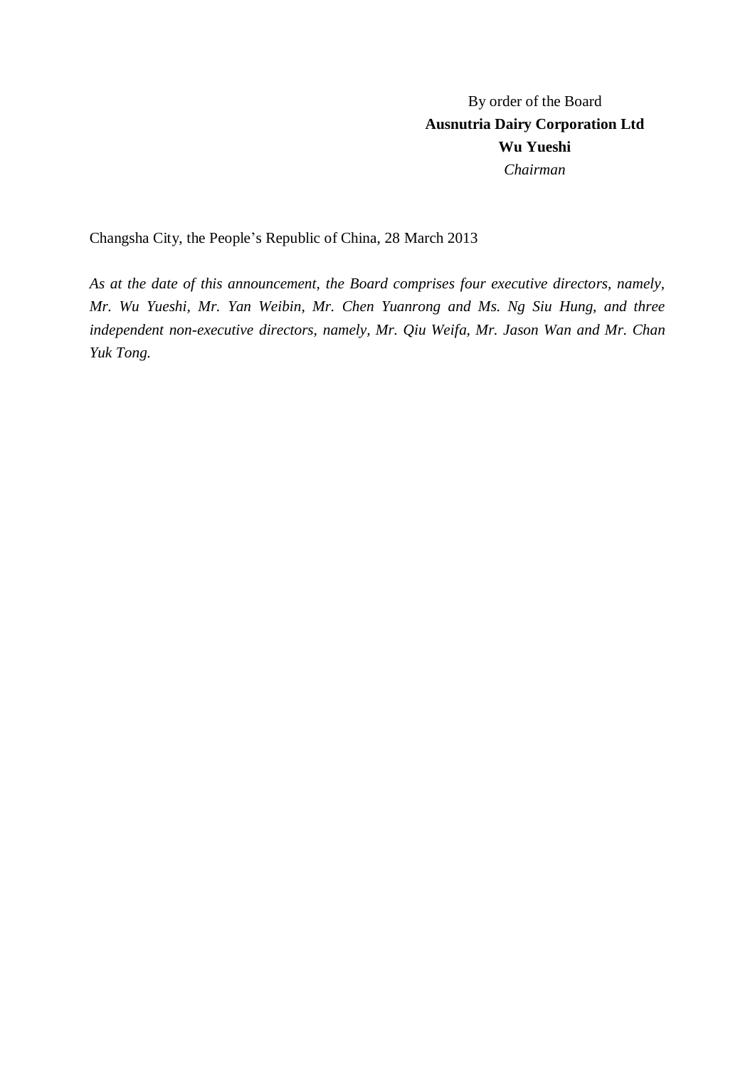By order of the Board
**Ausnutria Dairy Corporation Ltd**
**Wu Yueshi**
*Chairman*

Changsha City, the People's Republic of China, 28 March 2013

*As at the date of this announcement, the Board comprises four executive directors, namely, Mr. Wu Yueshi, Mr. Yan Weibin, Mr. Chen Yuanrong and Ms. Ng Siu Hung, and three independent non-executive directors, namely, Mr. Qiu Weifa, Mr. Jason Wan and Mr. Chan Yuk Tong.*